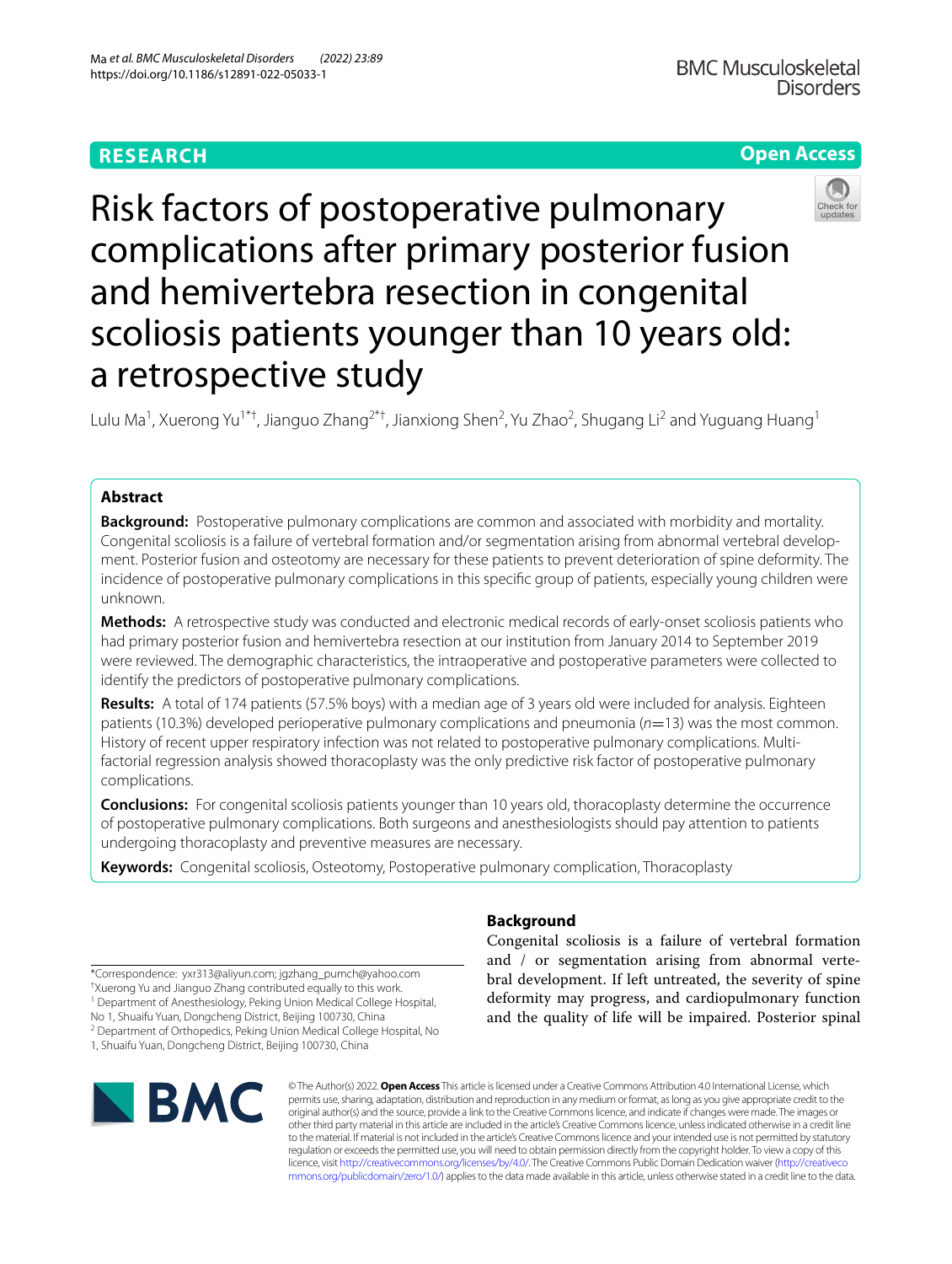RESEARCH

Open Access

# Risk factors of postoperative pulmonary complications after primary posterior fusion and hemivertebra resection in congenital scoliosis patients younger than 10 years old: a retrospective study

Lulu Ma[1], Xuerong Yu[1*†], Jianguo Zhang[2*†], Jianxiong Shen[2], Yu Zhao[2], Shugang Li[2] and Yuguang Huang[1]

## Abstract

**Background:** Postoperative pulmonary complications are common and associated with morbidity and mortality. Congenital scoliosis is a failure of vertebral formation and/or segmentation arising from abnormal vertebral development. Posterior fusion and osteotomy are necessary for these patients to prevent deterioration of spine deformity. The incidence of postoperative pulmonary complications in this specific group of patients, especially young children were unknown.

**Methods:** A retrospective study was conducted and electronic medical records of early-onset scoliosis patients who had primary posterior fusion and hemivertebra resection at our institution from January 2014 to September 2019 were reviewed. The demographic characteristics, the intraoperative and postoperative parameters were collected to identify the predictors of postoperative pulmonary complications.

**Results:** A total of 174 patients (57.5% boys) with a median age of 3 years old were included for analysis. Eighteen patients (10.3%) developed perioperative pulmonary complications and pneumonia ($n=13$) was the most common. History of recent upper respiratory infection was not related to postoperative pulmonary complications. Multi-factorial regression analysis showed thoracoplasty was the only predictive risk factor of postoperative pulmonary complications.

**Conclusions:** For congenital scoliosis patients younger than 10 years old, thoracoplasty determine the occurrence of postoperative pulmonary complications. Both surgeons and anesthesiologists should pay attention to patients undergoing thoracoplasty and preventive measures are necessary.

**Keywords:** Congenital scoliosis, Osteotomy, Postoperative pulmonary complication, Thoracoplasty

## Background

Congenital scoliosis is a failure of vertebral formation and / or segmentation arising from abnormal vertebral development. If left untreated, the severity of spine deformity may progress, and cardiopulmonary function and the quality of life will be impaired. Posterior spinal

*Correspondence: yxr313@aliyun.com; jgzhang_pumch@yahoo.com
†Xuerong Yu and Jianguo Zhang contributed equally to this work.
[1] Department of Anesthesiology, Peking Union Medical College Hospital, No 1, Shuaifu Yuan, Dongcheng District, Beijing 100730, China
[2] Department of Orthopedics, Peking Union Medical College Hospital, No 1, Shuaifu Yuan, Dongcheng District, Beijing 100730, China

© The Author(s) 2022. **Open Access** This article is licensed under a Creative Commons Attribution 4.0 International License, which permits use, sharing, adaptation, distribution and reproduction in any medium or format, as long as you give appropriate credit to the original author(s) and the source, provide a link to the Creative Commons licence, and indicate if changes were made. The images or other third party material in this article are included in the article's Creative Commons licence, unless indicated otherwise in a credit line to the material. If material is not included in the article's Creative Commons licence and your intended use is not permitted by statutory regulation or exceeds the permitted use, you will need to obtain permission directly from the copyright holder. To view a copy of this licence, visit http://creativecommons.org/licenses/by/4.0/. The Creative Commons Public Domain Dedication waiver (http://creativecommons.org/publicdomain/zero/1.0/) applies to the data made available in this article, unless otherwise stated in a credit line to the data.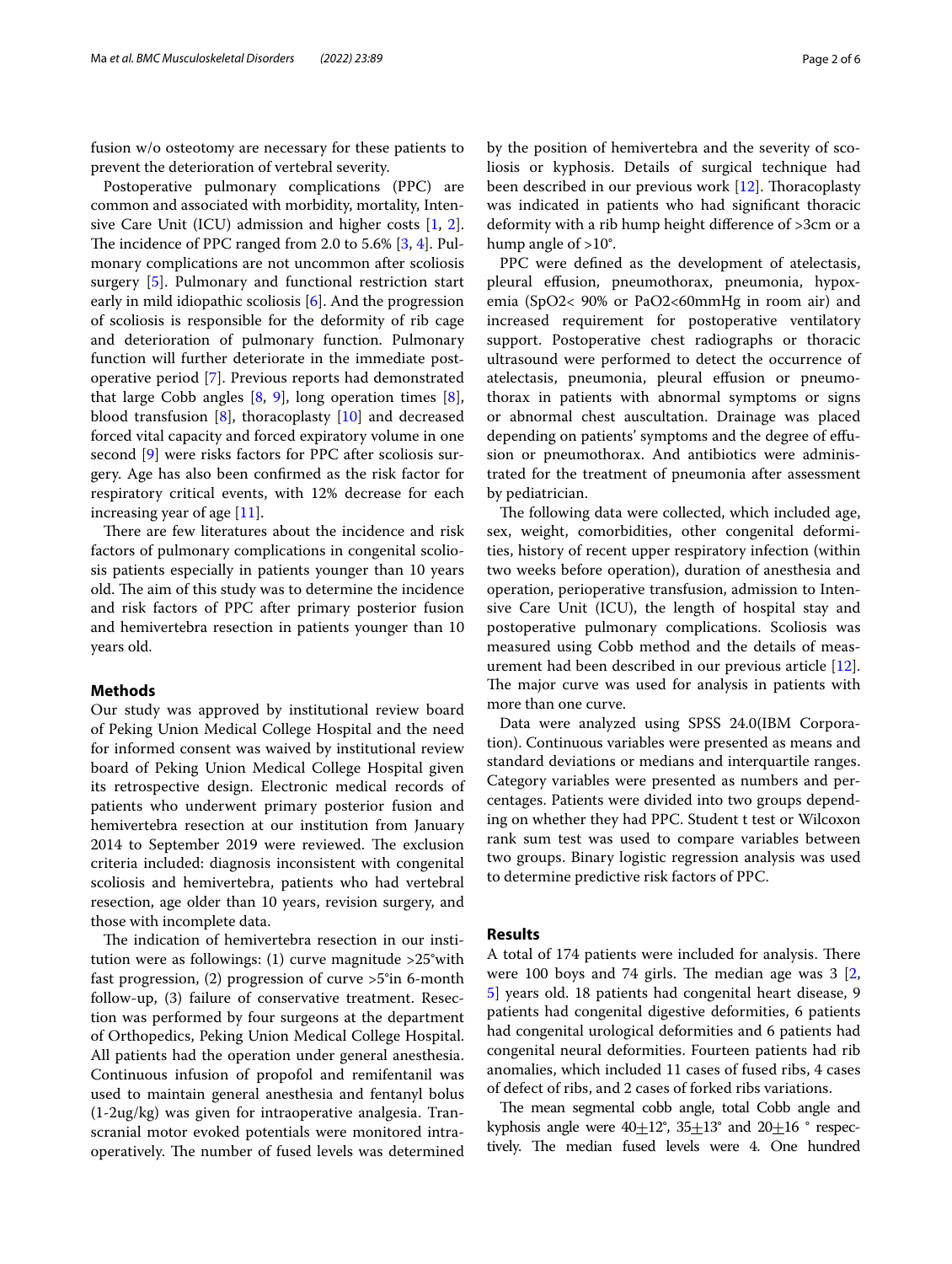fusion w/o osteotomy are necessary for these patients to prevent the deterioration of vertebral severity.

Postoperative pulmonary complications (PPC) are common and associated with morbidity, mortality, Intensive Care Unit (ICU) admission and higher costs [1, 2]. The incidence of PPC ranged from 2.0 to 5.6% [3, 4]. Pulmonary complications are not uncommon after scoliosis surgery [5]. Pulmonary and functional restriction start early in mild idiopathic scoliosis [6]. And the progression of scoliosis is responsible for the deformity of rib cage and deterioration of pulmonary function. Pulmonary function will further deteriorate in the immediate postoperative period [7]. Previous reports had demonstrated that large Cobb angles [8, 9], long operation times [8], blood transfusion [8], thoracoplasty [10] and decreased forced vital capacity and forced expiratory volume in one second [9] were risks factors for PPC after scoliosis surgery. Age has also been confirmed as the risk factor for respiratory critical events, with 12% decrease for each increasing year of age [11].

There are few literatures about the incidence and risk factors of pulmonary complications in congenital scoliosis patients especially in patients younger than 10 years old. The aim of this study was to determine the incidence and risk factors of PPC after primary posterior fusion and hemivertebra resection in patients younger than 10 years old.

## Methods

Our study was approved by institutional review board of Peking Union Medical College Hospital and the need for informed consent was waived by institutional review board of Peking Union Medical College Hospital given its retrospective design. Electronic medical records of patients who underwent primary posterior fusion and hemivertebra resection at our institution from January 2014 to September 2019 were reviewed. The exclusion criteria included: diagnosis inconsistent with congenital scoliosis and hemivertebra, patients who had vertebral resection, age older than 10 years, revision surgery, and those with incomplete data.

The indication of hemivertebra resection in our institution were as followings: (1) curve magnitude >25°with fast progression, (2) progression of curve >5°in 6-month follow-up, (3) failure of conservative treatment. Resection was performed by four surgeons at the department of Orthopedics, Peking Union Medical College Hospital. All patients had the operation under general anesthesia. Continuous infusion of propofol and remifentanil was used to maintain general anesthesia and fentanyl bolus (1-2ug/kg) was given for intraoperative analgesia. Transcranial motor evoked potentials were monitored intraoperatively. The number of fused levels was determined by the position of hemivertebra and the severity of scoliosis or kyphosis. Details of surgical technique had been described in our previous work [12]. Thoracoplasty was indicated in patients who had significant thoracic deformity with a rib hump height difference of >3cm or a hump angle of >10°.

PPC were defined as the development of atelectasis, pleural effusion, pneumothorax, pneumonia, hypoxemia ($SpO_2$< 90% or $PaO_2$<60mmHg in room air) and increased requirement for postoperative ventilatory support. Postoperative chest radiographs or thoracic ultrasound were performed to detect the occurrence of atelectasis, pneumonia, pleural effusion or pneumothorax in patients with abnormal symptoms or signs or abnormal chest auscultation. Drainage was placed depending on patients' symptoms and the degree of effusion or pneumothorax. And antibiotics were administrated for the treatment of pneumonia after assessment by pediatrician.

The following data were collected, which included age, sex, weight, comorbidities, other congenital deformities, history of recent upper respiratory infection (within two weeks before operation), duration of anesthesia and operation, perioperative transfusion, admission to Intensive Care Unit (ICU), the length of hospital stay and postoperative pulmonary complications. Scoliosis was measured using Cobb method and the details of measurement had been described in our previous article [12]. The major curve was used for analysis in patients with more than one curve.

Data were analyzed using SPSS 24.0(IBM Corporation). Continuous variables were presented as means and standard deviations or medians and interquartile ranges. Category variables were presented as numbers and percentages. Patients were divided into two groups depending on whether they had PPC. Student t test or Wilcoxon rank sum test was used to compare variables between two groups. Binary logistic regression analysis was used to determine predictive risk factors of PPC.

## Results

A total of 174 patients were included for analysis. There were 100 boys and 74 girls. The median age was 3 [2, 5] years old. 18 patients had congenital heart disease, 9 patients had congenital digestive deformities, 6 patients had congenital urological deformities and 6 patients had congenital neural deformities. Fourteen patients had rib anomalies, which included 11 cases of fused ribs, 4 cases of defect of ribs, and 2 cases of forked ribs variations.

The mean segmental cobb angle, total Cobb angle and kyphosis angle were 40±12°, 35±13° and 20±16 ° respectively. The median fused levels were 4. One hundred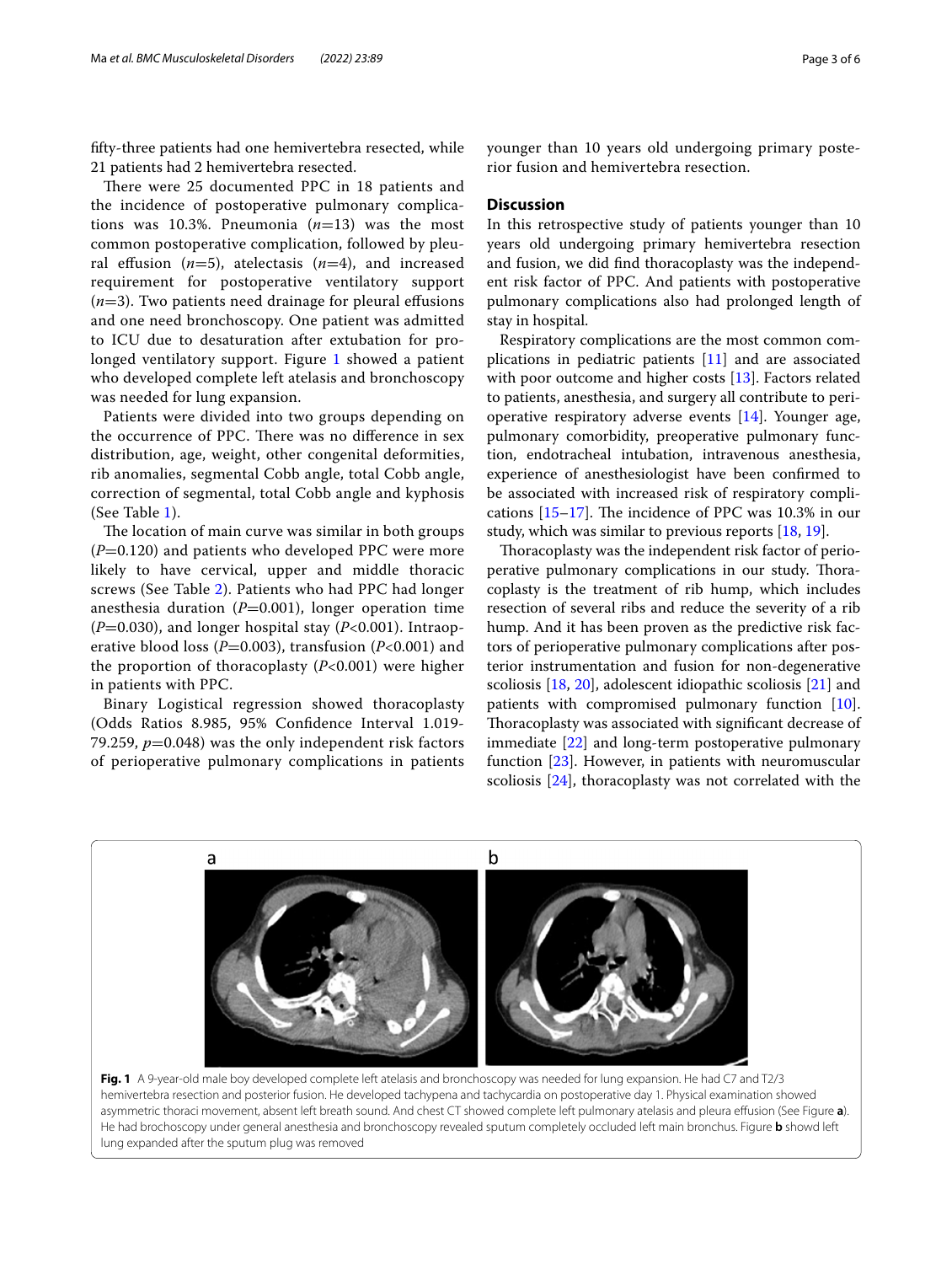fifty-three patients had one hemivertebra resected, while 21 patients had 2 hemivertebra resected.

There were 25 documented PPC in 18 patients and the incidence of postoperative pulmonary complications was 10.3%. Pneumonia ($n$=13) was the most common postoperative complication, followed by pleural effusion ($n$=5), atelectasis ($n$=4), and increased requirement for postoperative ventilatory support ($n$=3). Two patients need drainage for pleural effusions and one need bronchoscopy. One patient was admitted to ICU due to desaturation after extubation for prolonged ventilatory support. Figure 1 showed a patient who developed complete left atelasis and bronchoscopy was needed for lung expansion.

Patients were divided into two groups depending on the occurrence of PPC. There was no difference in sex distribution, age, weight, other congenital deformities, rib anomalies, segmental Cobb angle, total Cobb angle, correction of segmental, total Cobb angle and kyphosis (See Table 1).

The location of main curve was similar in both groups ($P$=0.120) and patients who developed PPC were more likely to have cervical, upper and middle thoracic screws (See Table 2). Patients who had PPC had longer anesthesia duration ($P$=0.001), longer operation time ($P$=0.030), and longer hospital stay ($P$<0.001). Intraoperative blood loss ($P$=0.003), transfusion ($P$<0.001) and the proportion of thoracoplasty ($P$<0.001) were higher in patients with PPC.

Binary Logistical regression showed thoracoplasty (Odds Ratios 8.985, 95% Confidence Interval 1.019-79.259, $p$=0.048) was the only independent risk factors of perioperative pulmonary complications in patients younger than 10 years old undergoing primary posterior fusion and hemivertebra resection.

## Discussion

In this retrospective study of patients younger than 10 years old undergoing primary hemivertebra resection and fusion, we did find thoracoplasty was the independent risk factor of PPC. And patients with postoperative pulmonary complications also had prolonged length of stay in hospital.

Respiratory complications are the most common complications in pediatric patients [11] and are associated with poor outcome and higher costs [13]. Factors related to patients, anesthesia, and surgery all contribute to perioperative respiratory adverse events [14]. Younger age, pulmonary comorbidity, preoperative pulmonary function, endotracheal intubation, intravenous anesthesia, experience of anesthesiologist have been confirmed to be associated with increased risk of respiratory complications [15–17]. The incidence of PPC was 10.3% in our study, which was similar to previous reports [18, 19].

Thoracoplasty was the independent risk factor of perioperative pulmonary complications in our study. Thoracoplasty is the treatment of rib hump, which includes resection of several ribs and reduce the severity of a rib hump. And it has been proven as the predictive risk factors of perioperative pulmonary complications after posterior instrumentation and fusion for non-degenerative scoliosis [18, 20], adolescent idiopathic scoliosis [21] and patients with compromised pulmonary function [10]. Thoracoplasty was associated with significant decrease of immediate [22] and long-term postoperative pulmonary function [23]. However, in patients with neuromuscular scoliosis [24], thoracoplasty was not correlated with the

**Fig. 1** A 9-year-old male boy developed complete left atelasis and bronchoscopy was needed for lung expansion. He had C7 and T2/3 hemivertebra resection and posterior fusion. He developed tachypena and tachycardia on postoperative day 1. Physical examination showed asymmetric thoraci movement, absent left breath sound. And chest CT showed complete left pulmonary atelasis and pleura effusion (See Figure **a**). He had brochoscopy under general anesthesia and bronchoscopy revealed sputum completely occluded left main bronchus. Figure **b** showd left lung expanded after the sputum plug was removed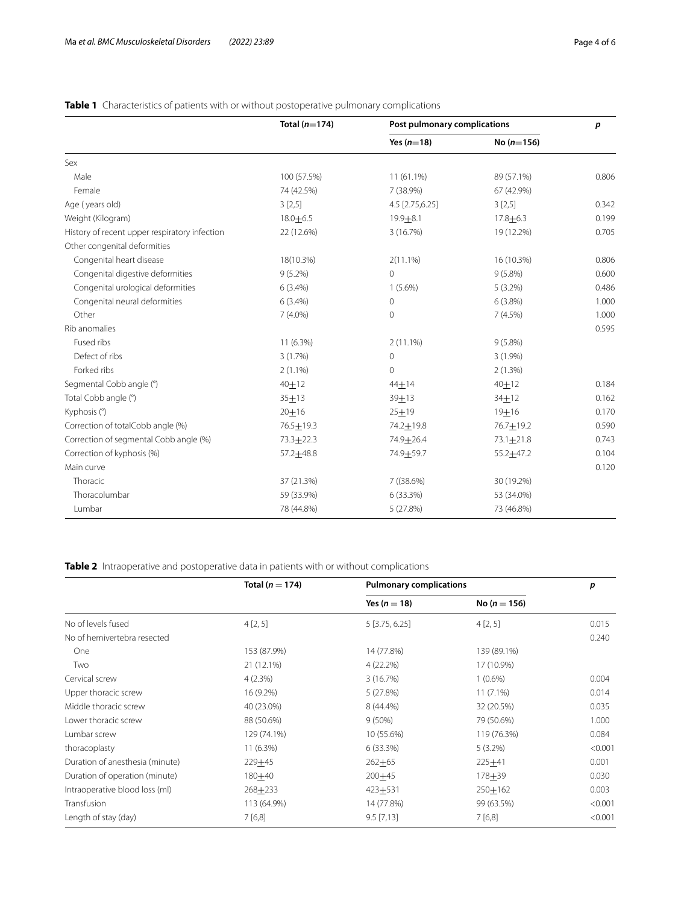**Table 1** Characteristics of patients with or without postoperative pulmonary complications

| | Total (*n*=174) | Post pulmonary complications | | *p* |
|---|---|---|---|---|
| | | Yes (*n*=18) | No (*n*=156) | |
| Sex | | | | |
| Male | 100 (57.5%) | 11 (61.1%) | 89 (57.1%) | 0.806 |
| Female | 74 (42.5%) | 7 (38.9%) | 67 (42.9%) | |
| Age ( years old) | 3 [2,5] | 4.5 [2.75,6.25] | 3 [2,5] | 0.342 |
| Weight (Kilogram) | 18.0±6.5 | 19.9±8.1 | 17.8±6.3 | 0.199 |
| History of recent upper respiratory infection | 22 (12.6%) | 3 (16.7%) | 19 (12.2%) | 0.705 |
| Other congenital deformities | | | | |
| Congenital heart disease | 18(10.3%) | 2(11.1%) | 16 (10.3%) | 0.806 |
| Congenital digestive deformities | 9 (5.2%) | 0 | 9 (5.8%) | 0.600 |
| Congenital urological deformities | 6 (3.4%) | 1 (5.6%) | 5 (3.2%) | 0.486 |
| Congenital neural deformities | 6 (3.4%) | 0 | 6 (3.8%) | 1.000 |
| Other | 7 (4.0%) | 0 | 7 (4.5%) | 1.000 |
| Rib anomalies | | | | 0.595 |
| Fused ribs | 11 (6.3%) | 2 (11.1%) | 9 (5.8%) | |
| Defect of ribs | 3 (1.7%) | 0 | 3 (1.9%) | |
| Forked ribs | 2 (1.1%) | 0 | 2 (1.3%) | |
| Segmental Cobb angle (°) | 40±12 | 44±14 | 40±12 | 0.184 |
| Total Cobb angle (°) | 35±13 | 39±13 | 34±12 | 0.162 |
| Kyphosis (°) | 20±16 | 25±19 | 19±16 | 0.170 |
| Correction of totalCobb angle (%) | 76.5±19.3 | 74.2±19.8 | 76.7±19.2 | 0.590 |
| Correction of segmental Cobb angle (%) | 73.3±22.3 | 74.9±26.4 | 73.1±21.8 | 0.743 |
| Correction of kyphosis (%) | 57.2±48.8 | 74.9±59.7 | 55.2±47.2 | 0.104 |
| Main curve | | | | 0.120 |
| Thoracic | 37 (21.3%) | 7 ((38.6%) | 30 (19.2%) | |
| Thoracolumbar | 59 (33.9%) | 6 (33.3%) | 53 (34.0%) | |
| Lumbar | 78 (44.8%) | 5 (27.8%) | 73 (46.8%) | |

**Table 2** Intraoperative and postoperative data in patients with or without complications

| | Total (*n* = 174) | Pulmonary complications | | *p* |
|---|---|---|---|---|
| | | Yes (*n* = 18) | No (*n* = 156) | |
| No of levels fused | 4 [2, 5] | 5 [3.75, 6.25] | 4 [2, 5] | 0.015 |
| No of hemivertebra resected | | | | 0.240 |
| One | 153 (87.9%) | 14 (77.8%) | 139 (89.1%) | |
| Two | 21 (12.1%) | 4 (22.2%) | 17 (10.9%) | |
| Cervical screw | 4 (2.3%) | 3 (16.7%) | 1 (0.6%) | 0.004 |
| Upper thoracic screw | 16 (9.2%) | 5 (27.8%) | 11 (7.1%) | 0.014 |
| Middle thoracic screw | 40 (23.0%) | 8 (44.4%) | 32 (20.5%) | 0.035 |
| Lower thoracic screw | 88 (50.6%) | 9 (50%) | 79 (50.6%) | 1.000 |
| Lumbar screw | 129 (74.1%) | 10 (55.6%) | 119 (76.3%) | 0.084 |
| thoracoplasty | 11 (6.3%) | 6 (33.3%) | 5 (3.2%) | <0.001 |
| Duration of anesthesia (minute) | 229±45 | 262±65 | 225±41 | 0.001 |
| Duration of operation (minute) | 180±40 | 200±45 | 178±39 | 0.030 |
| Intraoperative blood loss (ml) | 268±233 | 423±531 | 250±162 | 0.003 |
| Transfusion | 113 (64.9%) | 14 (77.8%) | 99 (63.5%) | <0.001 |
| Length of stay (day) | 7 [6,8] | 9.5 [7,13] | 7 [6,8] | <0.001 |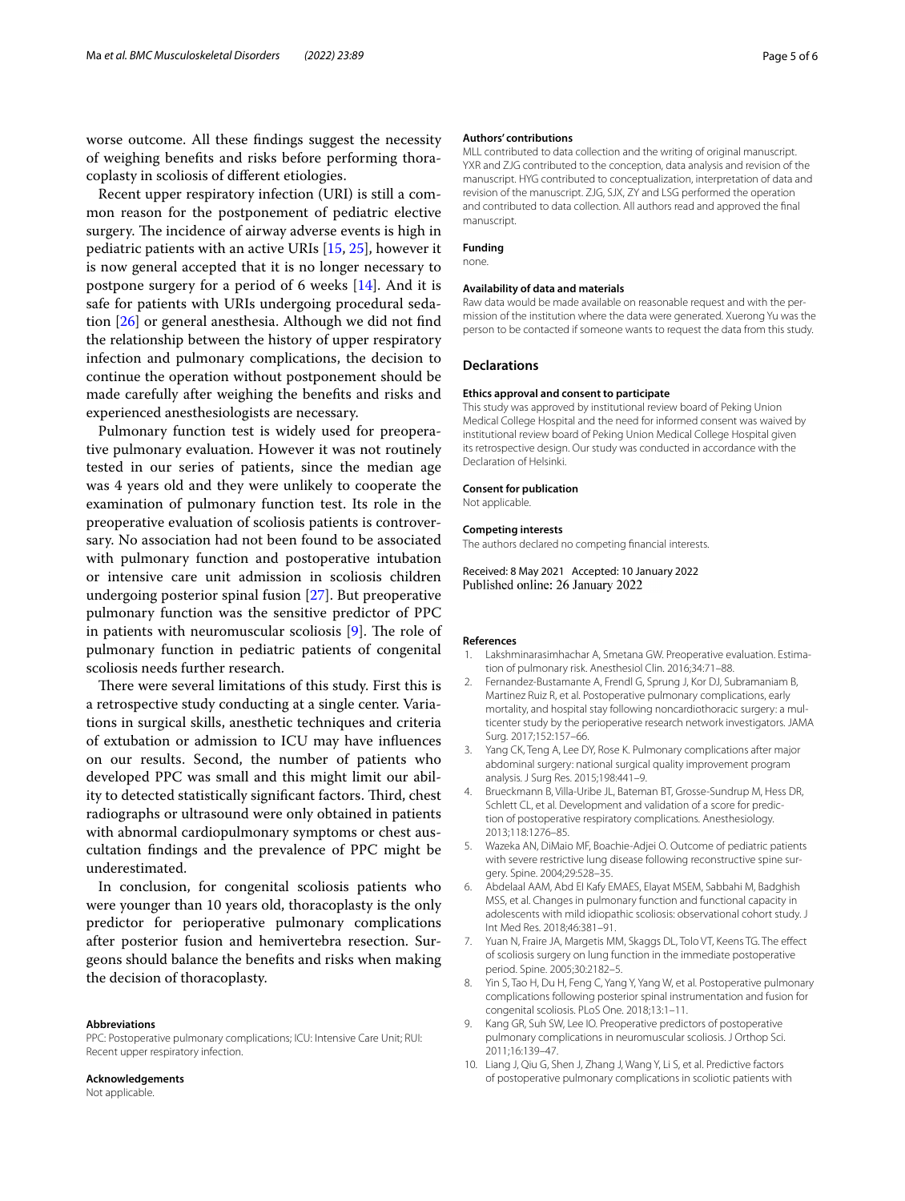worse outcome. All these findings suggest the necessity of weighing benefits and risks before performing thoracoplasty in scoliosis of different etiologies.

Recent upper respiratory infection (URI) is still a common reason for the postponement of pediatric elective surgery. The incidence of airway adverse events is high in pediatric patients with an active URIs [15, 25], however it is now general accepted that it is no longer necessary to postpone surgery for a period of 6 weeks [14]. And it is safe for patients with URIs undergoing procedural sedation [26] or general anesthesia. Although we did not find the relationship between the history of upper respiratory infection and pulmonary complications, the decision to continue the operation without postponement should be made carefully after weighing the benefits and risks and experienced anesthesiologists are necessary.

Pulmonary function test is widely used for preoperative pulmonary evaluation. However it was not routinely tested in our series of patients, since the median age was 4 years old and they were unlikely to cooperate the examination of pulmonary function test. Its role in the preoperative evaluation of scoliosis patients is controversary. No association had not been found to be associated with pulmonary function and postoperative intubation or intensive care unit admission in scoliosis children undergoing posterior spinal fusion [27]. But preoperative pulmonary function was the sensitive predictor of PPC in patients with neuromuscular scoliosis [9]. The role of pulmonary function in pediatric patients of congenital scoliosis needs further research.

There were several limitations of this study. First this is a retrospective study conducting at a single center. Variations in surgical skills, anesthetic techniques and criteria of extubation or admission to ICU may have influences on our results. Second, the number of patients who developed PPC was small and this might limit our ability to detected statistically significant factors. Third, chest radiographs or ultrasound were only obtained in patients with abnormal cardiopulmonary symptoms or chest auscultation findings and the prevalence of PPC might be underestimated.

In conclusion, for congenital scoliosis patients who were younger than 10 years old, thoracoplasty is the only predictor for perioperative pulmonary complications after posterior fusion and hemivertebra resection. Surgeons should balance the benefits and risks when making the decision of thoracoplasty.

#### Abbreviations
PPC: Postoperative pulmonary complications; ICU: Intensive Care Unit; RUI: Recent upper respiratory infection.

#### Acknowledgements
Not applicable.

#### Authors' contributions
MLL contributed to data collection and the writing of original manuscript. YXR and ZJG contributed to the conception, data analysis and revision of the manuscript. HYG contributed to conceptualization, interpretation of data and revision of the manuscript. ZJG, SJX, ZY and LSG performed the operation and contributed to data collection. All authors read and approved the final manuscript.

#### Funding
none.

#### Availability of data and materials
Raw data would be made available on reasonable request and with the permission of the institution where the data were generated. Xuerong Yu was the person to be contacted if someone wants to request the data from this study.

## Declarations

#### Ethics approval and consent to participate
This study was approved by institutional review board of Peking Union Medical College Hospital and the need for informed consent was waived by institutional review board of Peking Union Medical College Hospital given its retrospective design. Our study was conducted in accordance with the Declaration of Helsinki.

#### Consent for publication
Not applicable.

#### Competing interests
The authors declared no competing financial interests.

Received: 8 May 2021 Accepted: 10 January 2022
Published online: 26 January 2022

#### References
1. Lakshminarasimhachar A, Smetana GW. Preoperative evaluation. Estimation of pulmonary risk. Anesthesiol Clin. 2016;34:71–88.
2. Fernandez-Bustamante A, Frendl G, Sprung J, Kor DJ, Subramaniam B, Martinez Ruiz R, et al. Postoperative pulmonary complications, early mortality, and hospital stay following noncardiothoracic surgery: a multicenter study by the perioperative research network investigators. JAMA Surg. 2017;152:157–66.
3. Yang CK, Teng A, Lee DY, Rose K. Pulmonary complications after major abdominal surgery: national surgical quality improvement program analysis. J Surg Res. 2015;198:441–9.
4. Brueckmann B, Villa-Uribe JL, Bateman BT, Grosse-Sundrup M, Hess DR, Schlett CL, et al. Development and validation of a score for prediction of postoperative respiratory complications. Anesthesiology. 2013;118:1276–85.
5. Wazeka AN, DiMaio MF, Boachie-Adjei O. Outcome of pediatric patients with severe restrictive lung disease following reconstructive spine surgery. Spine. 2004;29:528–35.
6. Abdelaal AAM, Abd El Kafy EMAES, Elayat MSEM, Sabbahi M, Badghish MSS, et al. Changes in pulmonary function and functional capacity in adolescents with mild idiopathic scoliosis: observational cohort study. J Int Med Res. 2018;46:381–91.
7. Yuan N, Fraire JA, Margetis MM, Skaggs DL, Tolo VT, Keens TG. The effect of scoliosis surgery on lung function in the immediate postoperative period. Spine. 2005;30:2182–5.
8. Yin S, Tao H, Du H, Feng C, Yang Y, Yang W, et al. Postoperative pulmonary complications following posterior spinal instrumentation and fusion for congenital scoliosis. PLoS One. 2018;13:1–11.
9. Kang GR, Suh SW, Lee IO. Preoperative predictors of postoperative pulmonary complications in neuromuscular scoliosis. J Orthop Sci. 2011;16:139–47.
10. Liang J, Qiu G, Shen J, Zhang J, Wang Y, Li S, et al. Predictive factors of postoperative pulmonary complications in scoliotic patients with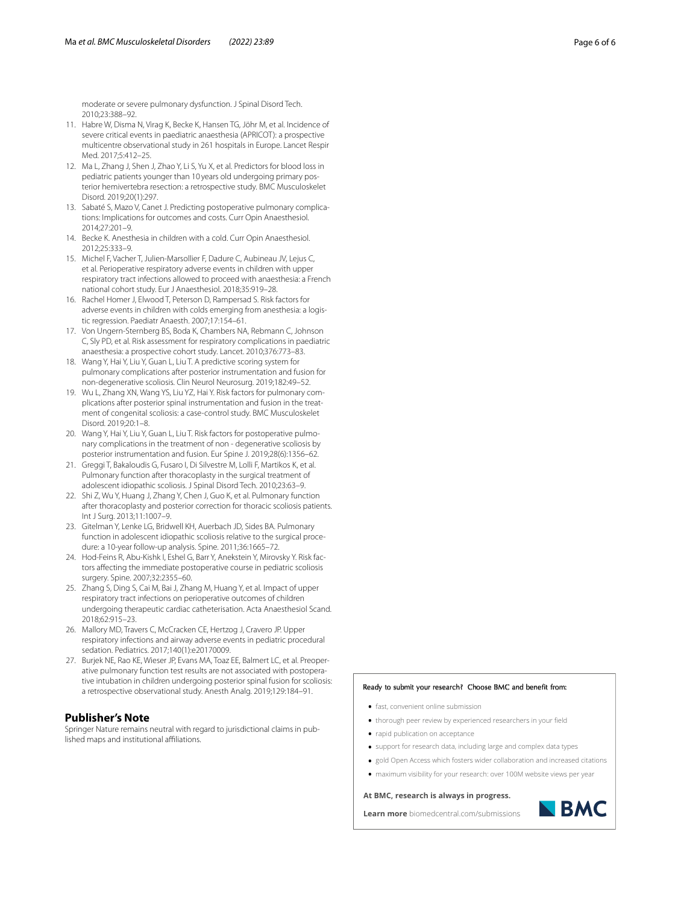moderate or severe pulmonary dysfunction. J Spinal Disord Tech. 2010;23:388–92.

11. Habre W, Disma N, Virag K, Becke K, Hansen TG, Jöhr M, et al. Incidence of severe critical events in paediatric anaesthesia (APRICOT): a prospective multicentre observational study in 261 hospitals in Europe. Lancet Respir Med. 2017;5:412–25.
12. Ma L, Zhang J, Shen J, Zhao Y, Li S, Yu X, et al. Predictors for blood loss in pediatric patients younger than 10 years old undergoing primary posterior hemivertebra resection: a retrospective study. BMC Musculoskelet Disord. 2019;20(1):297.
13. Sabaté S, Mazo V, Canet J. Predicting postoperative pulmonary complications: Implications for outcomes and costs. Curr Opin Anaesthesiol. 2014;27:201–9.
14. Becke K. Anesthesia in children with a cold. Curr Opin Anaesthesiol. 2012;25:333–9.
15. Michel F, Vacher T, Julien-Marsollier F, Dadure C, Aubineau JV, Lejus C, et al. Perioperative respiratory adverse events in children with upper respiratory tract infections allowed to proceed with anaesthesia: a French national cohort study. Eur J Anaesthesiol. 2018;35:919–28.
16. Rachel Homer J, Elwood T, Peterson D, Rampersad S. Risk factors for adverse events in children with colds emerging from anesthesia: a logistic regression. Paediatr Anaesth. 2007;17:154–61.
17. Von Ungern-Sternberg BS, Boda K, Chambers NA, Rebmann C, Johnson C, Sly PD, et al. Risk assessment for respiratory complications in paediatric anaesthesia: a prospective cohort study. Lancet. 2010;376:773–83.
18. Wang Y, Hai Y, Liu Y, Guan L, Liu T. A predictive scoring system for pulmonary complications after posterior instrumentation and fusion for non-degenerative scoliosis. Clin Neurol Neurosurg. 2019;182:49–52.
19. Wu L, Zhang XN, Wang YS, Liu YZ, Hai Y. Risk factors for pulmonary complications after posterior spinal instrumentation and fusion in the treatment of congenital scoliosis: a case-control study. BMC Musculoskelet Disord. 2019;20:1–8.
20. Wang Y, Hai Y, Liu Y, Guan L, Liu T. Risk factors for postoperative pulmonary complications in the treatment of non - degenerative scoliosis by posterior instrumentation and fusion. Eur Spine J. 2019;28(6):1356–62.
21. Greggi T, Bakaloudis G, Fusaro I, Di Silvestre M, Lolli F, Martikos K, et al. Pulmonary function after thoracoplasty in the surgical treatment of adolescent idiopathic scoliosis. J Spinal Disord Tech. 2010;23:63–9.
22. Shi Z, Wu Y, Huang J, Zhang Y, Chen J, Guo K, et al. Pulmonary function after thoracoplasty and posterior correction for thoracic scoliosis patients. Int J Surg. 2013;11:1007–9.
23. Gitelman Y, Lenke LG, Bridwell KH, Auerbach JD, Sides BA. Pulmonary function in adolescent idiopathic scoliosis relative to the surgical procedure: a 10-year follow-up analysis. Spine. 2011;36:1665–72.
24. Hod-Feins R, Abu-Kishk I, Eshel G, Barr Y, Anekstein Y, Mirovsky Y. Risk factors affecting the immediate postoperative course in pediatric scoliosis surgery. Spine. 2007;32:2355–60.
25. Zhang S, Ding S, Cai M, Bai J, Zhang M, Huang Y, et al. Impact of upper respiratory tract infections on perioperative outcomes of children undergoing therapeutic cardiac catheterisation. Acta Anaesthesiol Scand. 2018;62:915–23.
26. Mallory MD, Travers C, McCracken CE, Hertzog J, Cravero JP. Upper respiratory infections and airway adverse events in pediatric procedural sedation. Pediatrics. 2017;140(1):e20170009.
27. Burjek NE, Rao KE, Wieser JP, Evans MA, Toaz EE, Balmert LC, et al. Preoperative pulmonary function test results are not associated with postoperative intubation in children undergoing posterior spinal fusion for scoliosis: a retrospective observational study. Anesth Analg. 2019;129:184–91.

## Publisher's Note

Springer Nature remains neutral with regard to jurisdictional claims in published maps and institutional affiliations.

Ready to submit your research? Choose BMC and benefit from:

- fast, convenient online submission
- thorough peer review by experienced researchers in your field
- rapid publication on acceptance
- support for research data, including large and complex data types
- gold Open Access which fosters wider collaboration and increased citations
- maximum visibility for your research: over 100M website views per year

**At BMC, research is always in progress.**

**Learn more** biomedcentral.com/submissions

BMC